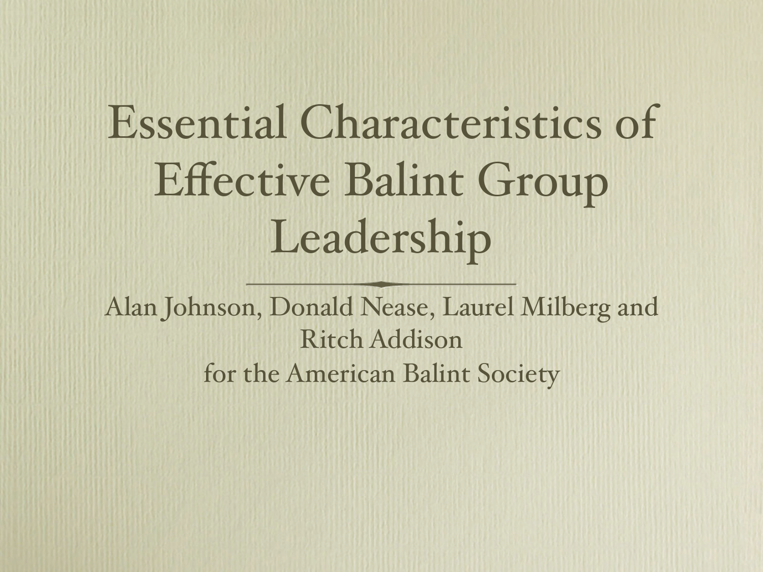# Essential Characteristics of Effective Balint Group Leadership

Alan Johnson, Donald Nease, Laurel Milberg and Ritch Addison
for the American Balint Society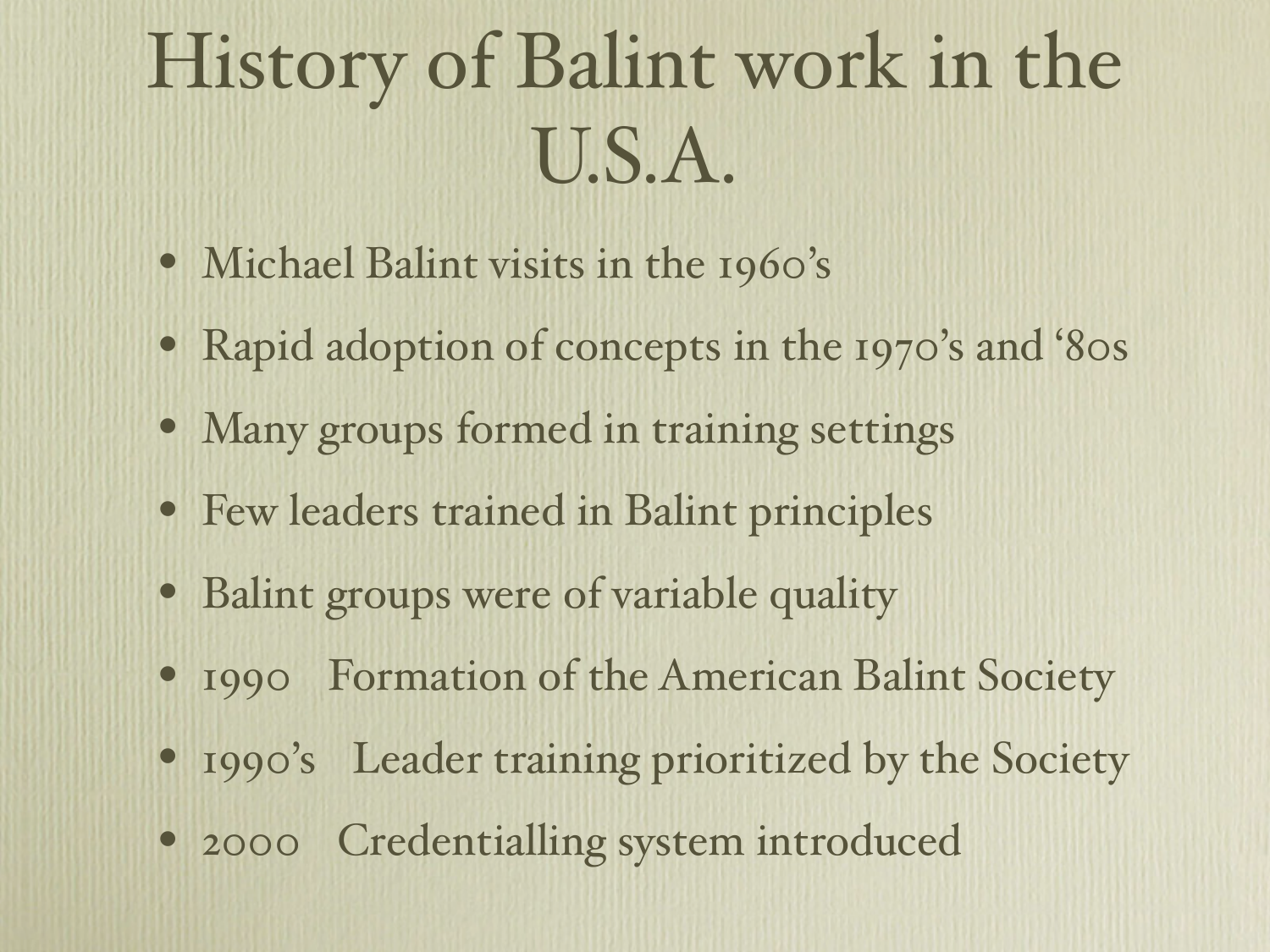# History of Balint work in the U.S.A.

- Michael Balint visits in the 1960's
- Rapid adoption of concepts in the 1970's and '80s
- Many groups formed in training settings
- Few leaders trained in Balint principles
- Balint groups were of variable quality
- 1990 Formation of the American Balint Society
- 1990's Leader training prioritized by the Society
- 2000 Credentialling system introduced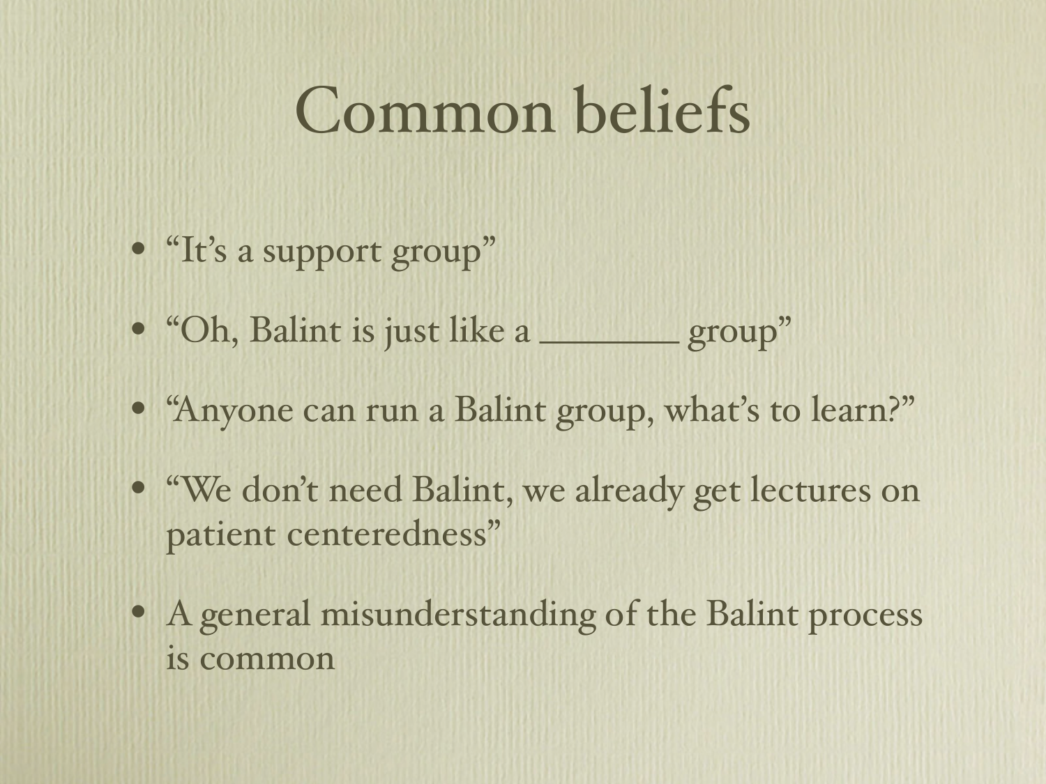# Common beliefs

- "It's a support group"
- "Oh, Balint is just like a _______ group"
- "Anyone can run a Balint group, what's to learn?"
- "We don't need Balint, we already get lectures on patient centeredness"
- A general misunderstanding of the Balint process is common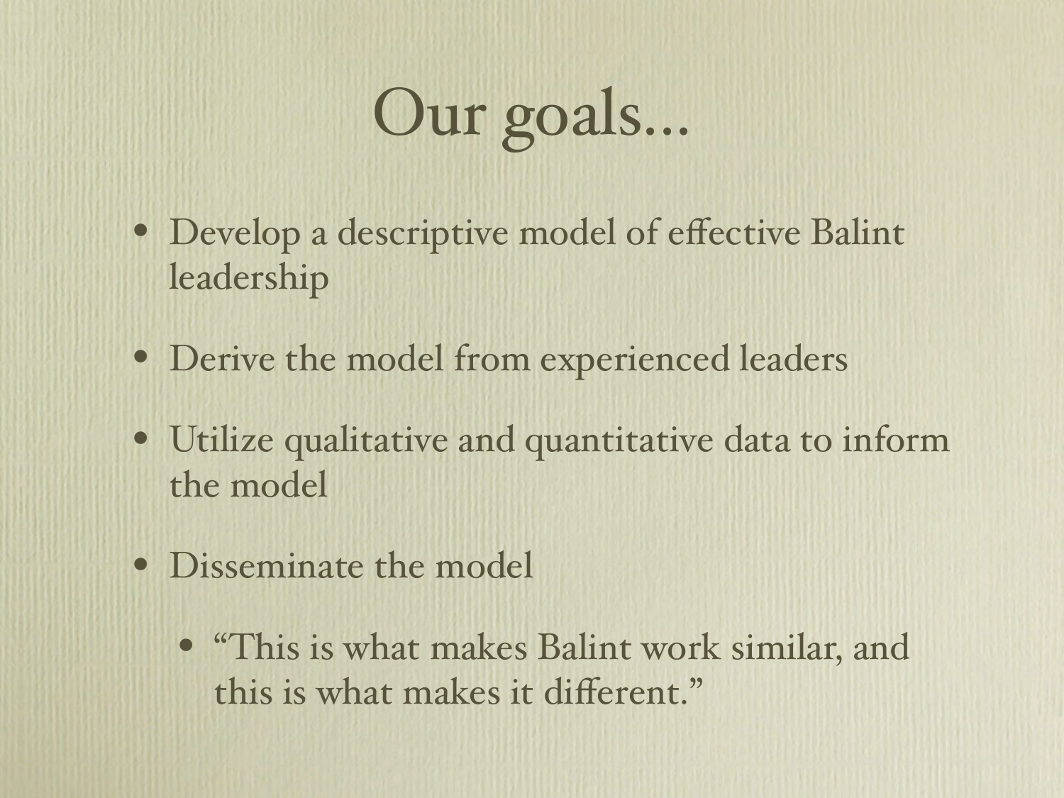# Our goals...

- Develop a descriptive model of effective Balint leadership
- Derive the model from experienced leaders
- Utilize qualitative and quantitative data to inform the model
- Disseminate the model
  - "This is what makes Balint work similar, and this is what makes it different."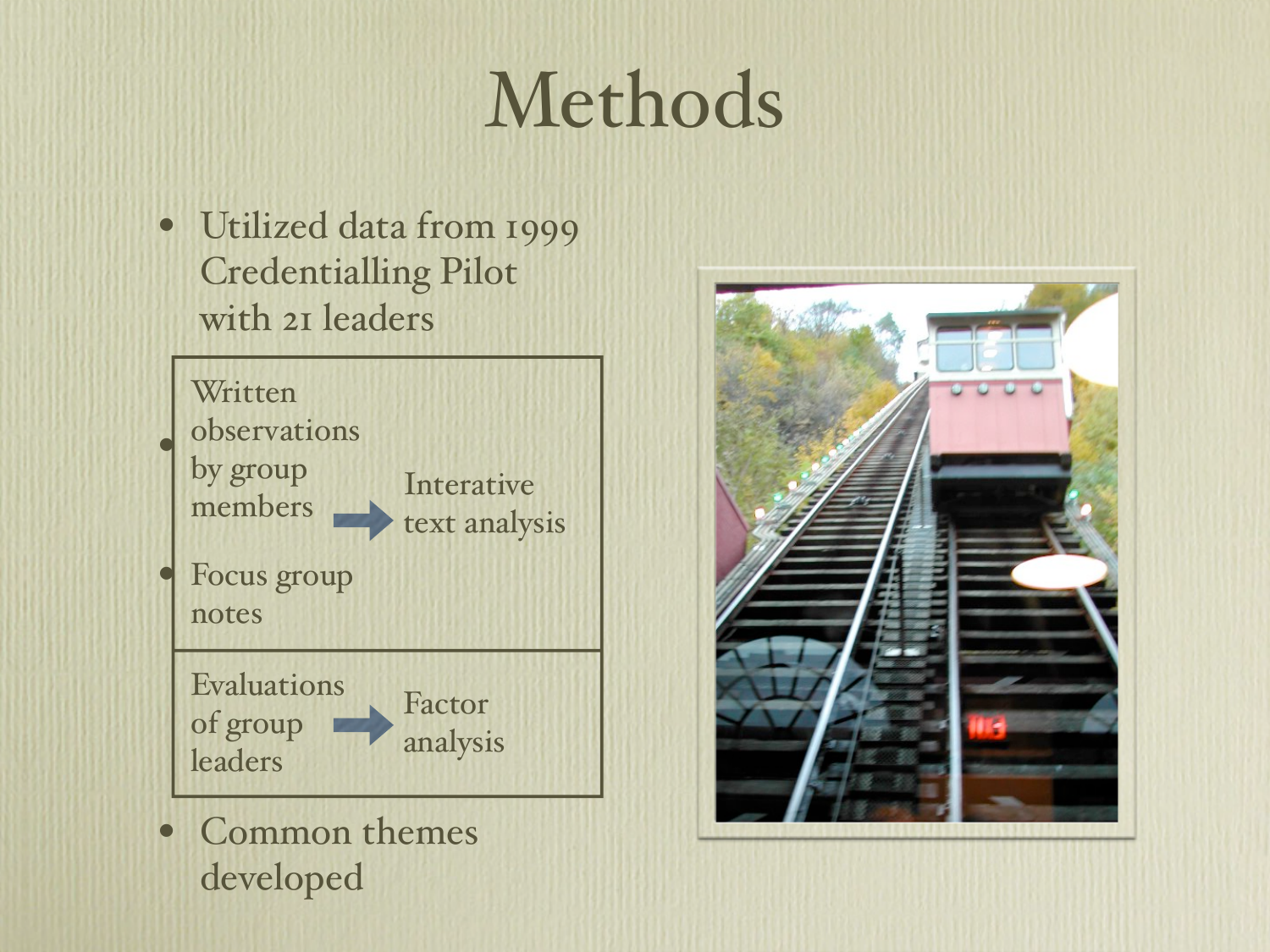# Methods

- Utilized data from 1999 Credentialling Pilot with 21 leaders

| | |
|---|---|
| Written observations by group members; Focus group notes → | Interative text analysis |
| Evaluations of group leaders → | Factor analysis |

- Common themes developed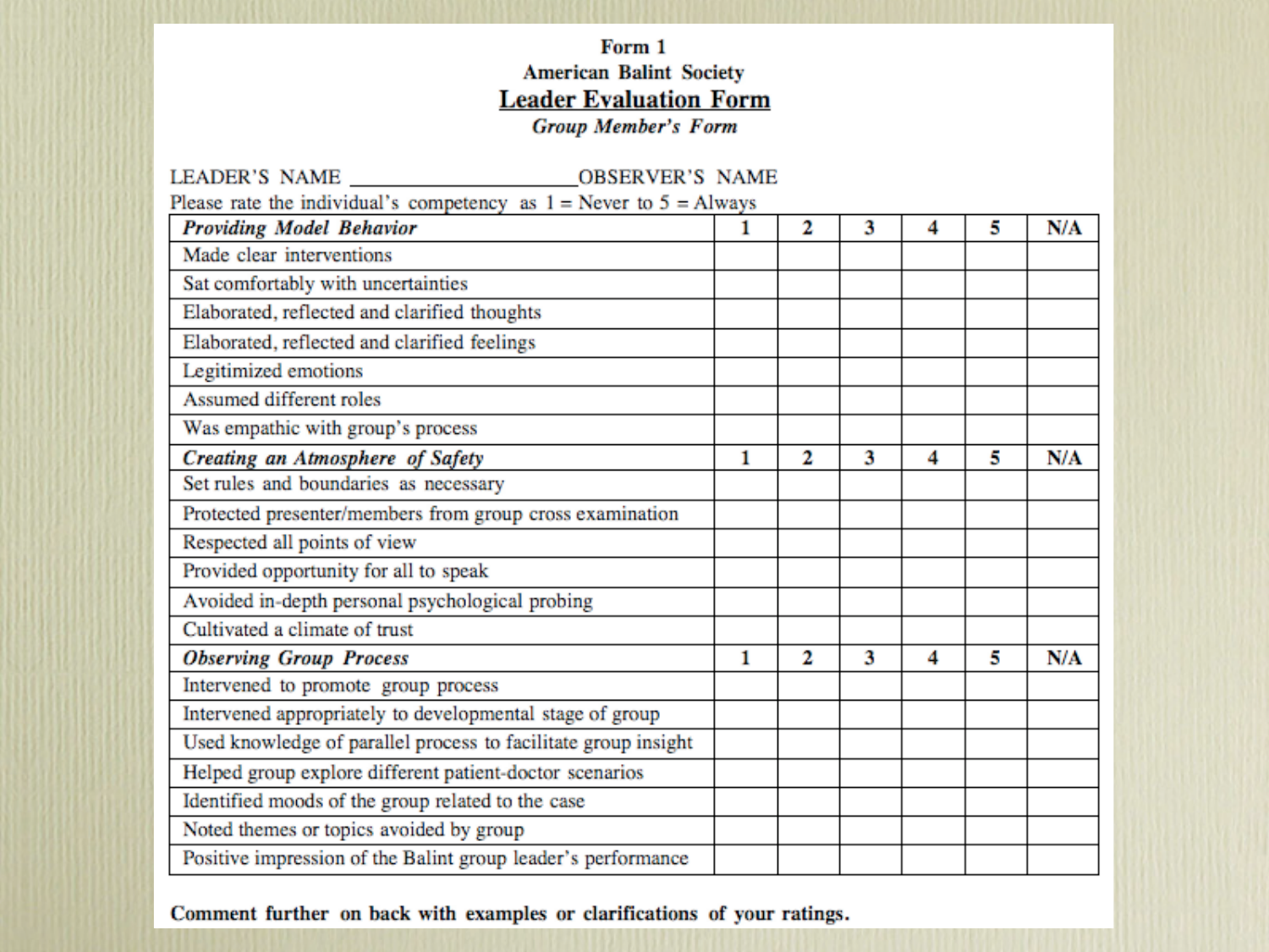**Form 1**

**American Balint Society**

# Leader Evaluation Form

***Group Member's Form***

LEADER'S NAME ____________________ OBSERVER'S NAME

Please rate the individual's competency as 1 = Never to 5 = Always

| ***Providing Model Behavior*** | **1** | **2** | **3** | **4** | **5** | **N/A** |
|---|---|---|---|---|---|---|
| Made clear interventions | | | | | | |
| Sat comfortably with uncertainties | | | | | | |
| Elaborated, reflected and clarified thoughts | | | | | | |
| Elaborated, reflected and clarified feelings | | | | | | |
| Legitimized emotions | | | | | | |
| Assumed different roles | | | | | | |
| Was empathic with group's process | | | | | | |
| ***Creating an Atmosphere of Safety*** | **1** | **2** | **3** | **4** | **5** | **N/A** |
| Set rules and boundaries as necessary | | | | | | |
| Protected presenter/members from group cross examination | | | | | | |
| Respected all points of view | | | | | | |
| Provided opportunity for all to speak | | | | | | |
| Avoided in-depth personal psychological probing | | | | | | |
| Cultivated a climate of trust | | | | | | |
| ***Observing Group Process*** | **1** | **2** | **3** | **4** | **5** | **N/A** |
| Intervened to promote group process | | | | | | |
| Intervened appropriately to developmental stage of group | | | | | | |
| Used knowledge of parallel process to facilitate group insight | | | | | | |
| Helped group explore different patient-doctor scenarios | | | | | | |
| Identified moods of the group related to the case | | | | | | |
| Noted themes or topics avoided by group | | | | | | |
| Positive impression of the Balint group leader's performance | | | | | | |

**Comment further on back with examples or clarifications of your ratings.**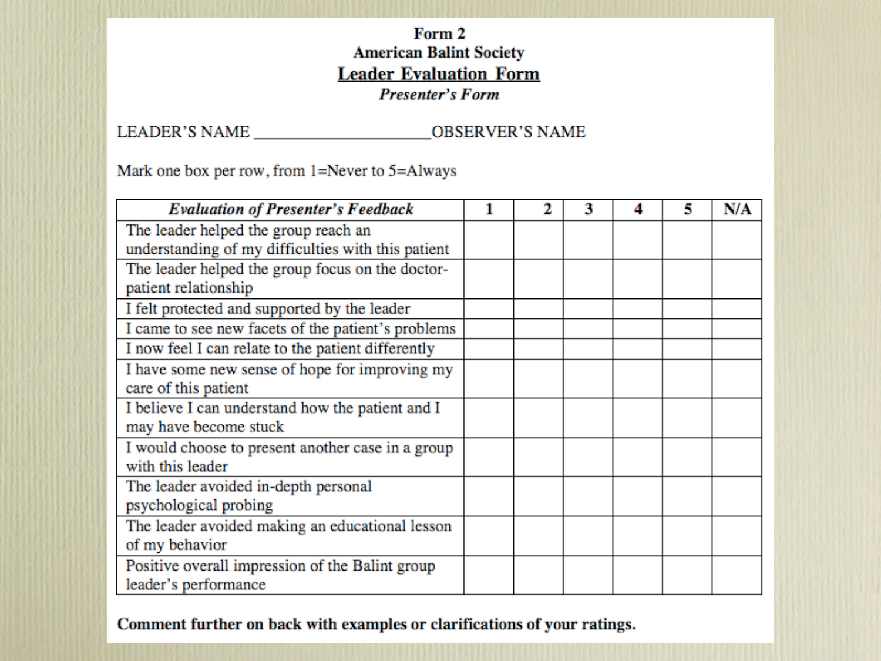**Form 2**

**American Balint Society**

# Leader Evaluation Form

***Presenter's Form***

LEADER'S NAME ____________________OBSERVER'S NAME

Mark one box per row, from 1=Never to 5=Always

| *Evaluation of Presenter's Feedback* | 1 | 2 | 3 | 4 | 5 | N/A |
|---|---|---|---|---|---|---|
| The leader helped the group reach an understanding of my difficulties with this patient | | | | | | |
| The leader helped the group focus on the doctor-patient relationship | | | | | | |
| I felt protected and supported by the leader | | | | | | |
| I came to see new facets of the patient's problems | | | | | | |
| I now feel I can relate to the patient differently | | | | | | |
| I have some new sense of hope for improving my care of this patient | | | | | | |
| I believe I can understand how the patient and I may have become stuck | | | | | | |
| I would choose to present another case in a group with this leader | | | | | | |
| The leader avoided in-depth personal psychological probing | | | | | | |
| The leader avoided making an educational lesson of my behavior | | | | | | |
| Positive overall impression of the Balint group leader's performance | | | | | | |

**Comment further on back with examples or clarifications of your ratings.**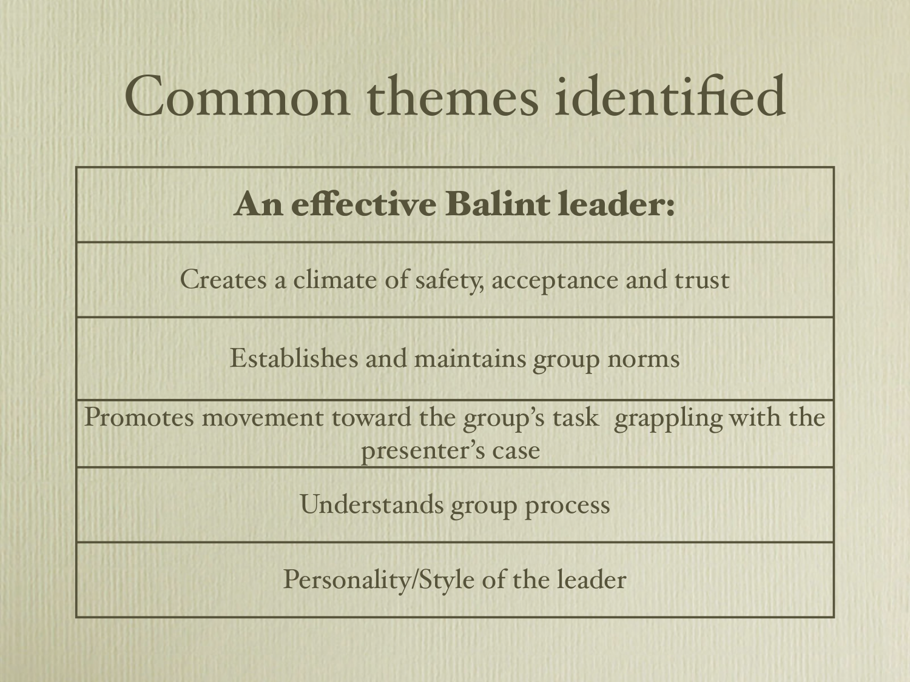# Common themes identified

| An effective Balint leader: |
|---|
| Creates a climate of safety, acceptance and trust |
| Establishes and maintains group norms |
| Promotes movement toward the group's task grappling with the presenter's case |
| Understands group process |
| Personality/Style of the leader |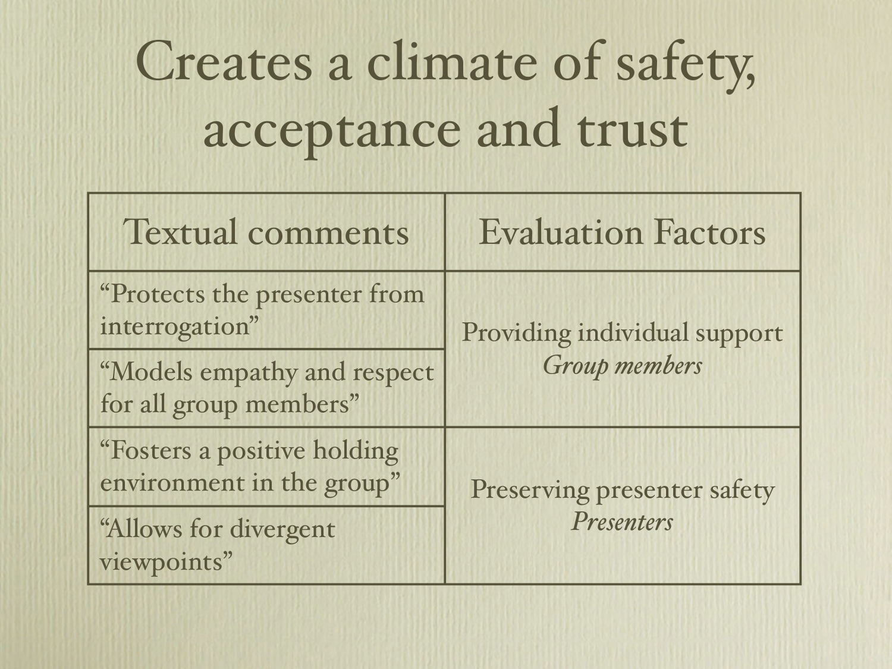# Creates a climate of safety, acceptance and trust

| Textual comments | Evaluation Factors |
| --- | --- |
| "Protects the presenter from interrogation" | Providing individual support *Group members* |
| "Models empathy and respect for all group members" | |
| "Fosters a positive holding environment in the group" | Preserving presenter safety *Presenters* |
| "Allows for divergent viewpoints" | |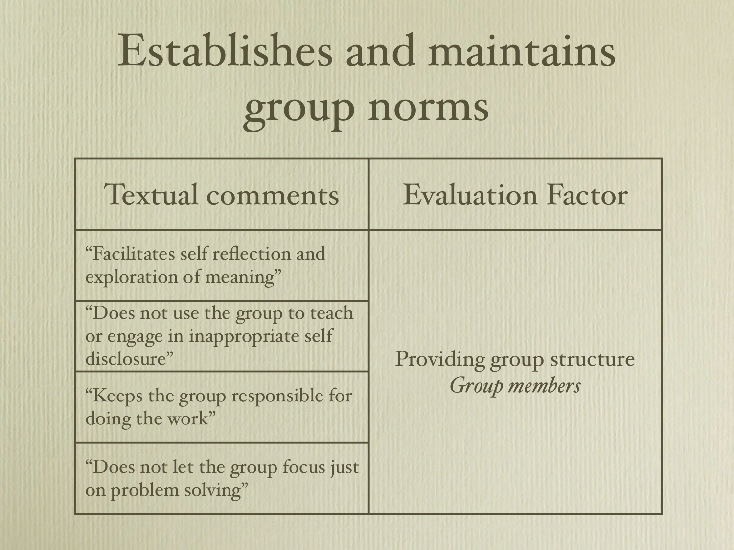# Establishes and maintains group norms

| Textual comments | Evaluation Factor |
|---|---|
| "Facilitates self reflection and exploration of meaning" | Providing group structure *Group members* |
| "Does not use the group to teach or engage in inappropriate self disclosure" | |
| "Keeps the group responsible for doing the work" | |
| "Does not let the group focus just on problem solving" | |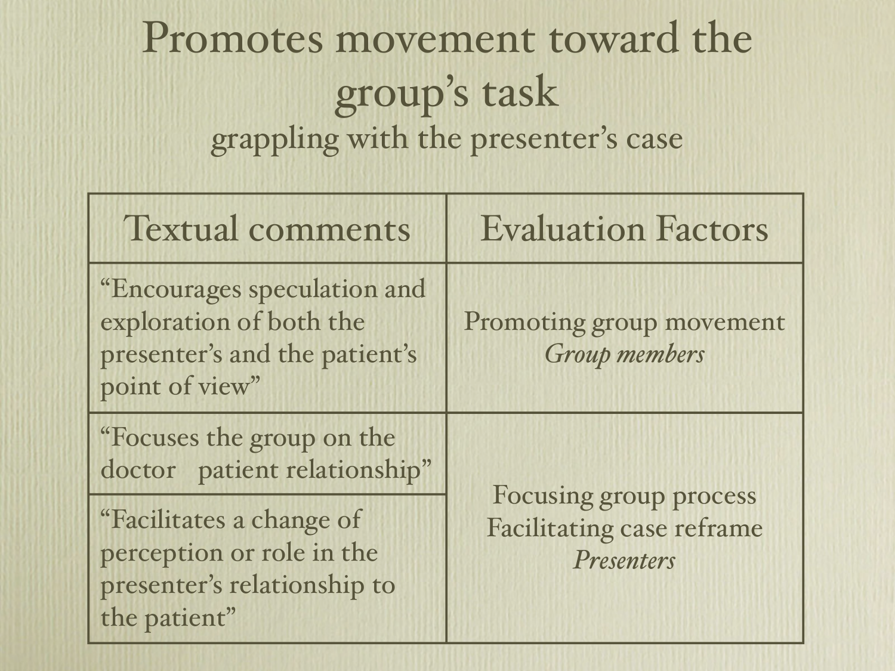# Promotes movement toward the group's task

## grappling with the presenter's case

| Textual comments | Evaluation Factors |
|---|---|
| "Encourages speculation and exploration of both the presenter's and the patient's point of view" | Promoting group movement *Group members* |
| "Focuses the group on the doctor patient relationship" | Focusing group process Facilitating case reframe *Presenters* |
| "Facilitates a change of perception or role in the presenter's relationship to the patient" | |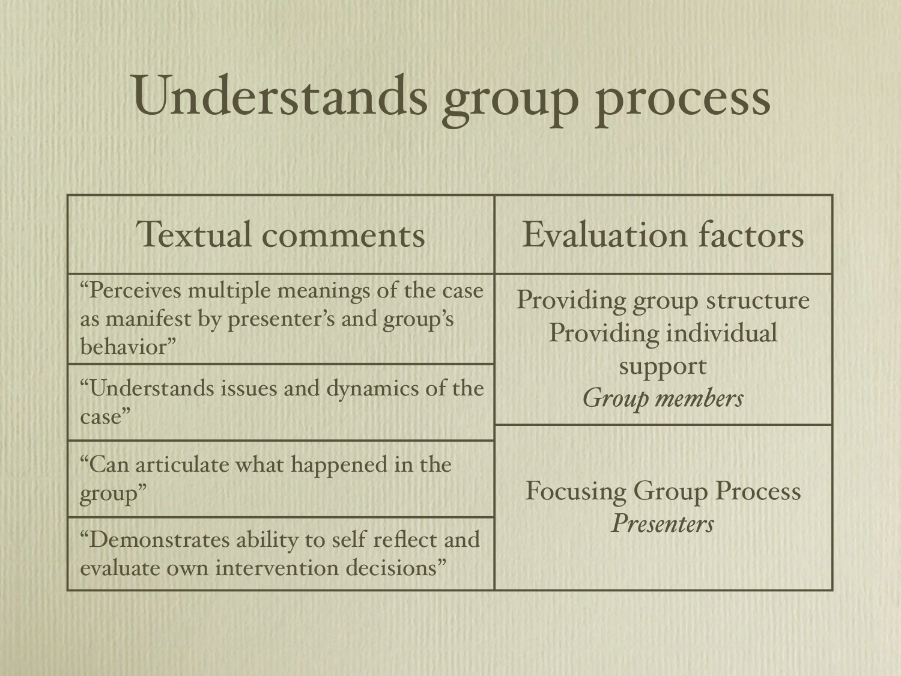# Understands group process

| Textual comments | Evaluation factors |
| --- | --- |
| "Perceives multiple meanings of the case as manifest by presenter's and group's behavior" | Providing group structure<br>Providing individual support<br>*Group members* |
| "Understands issues and dynamics of the case" | |
| "Can articulate what happened in the group" | Focusing Group Process<br>*Presenters* |
| "Demonstrates ability to self reflect and evaluate own intervention decisions" | |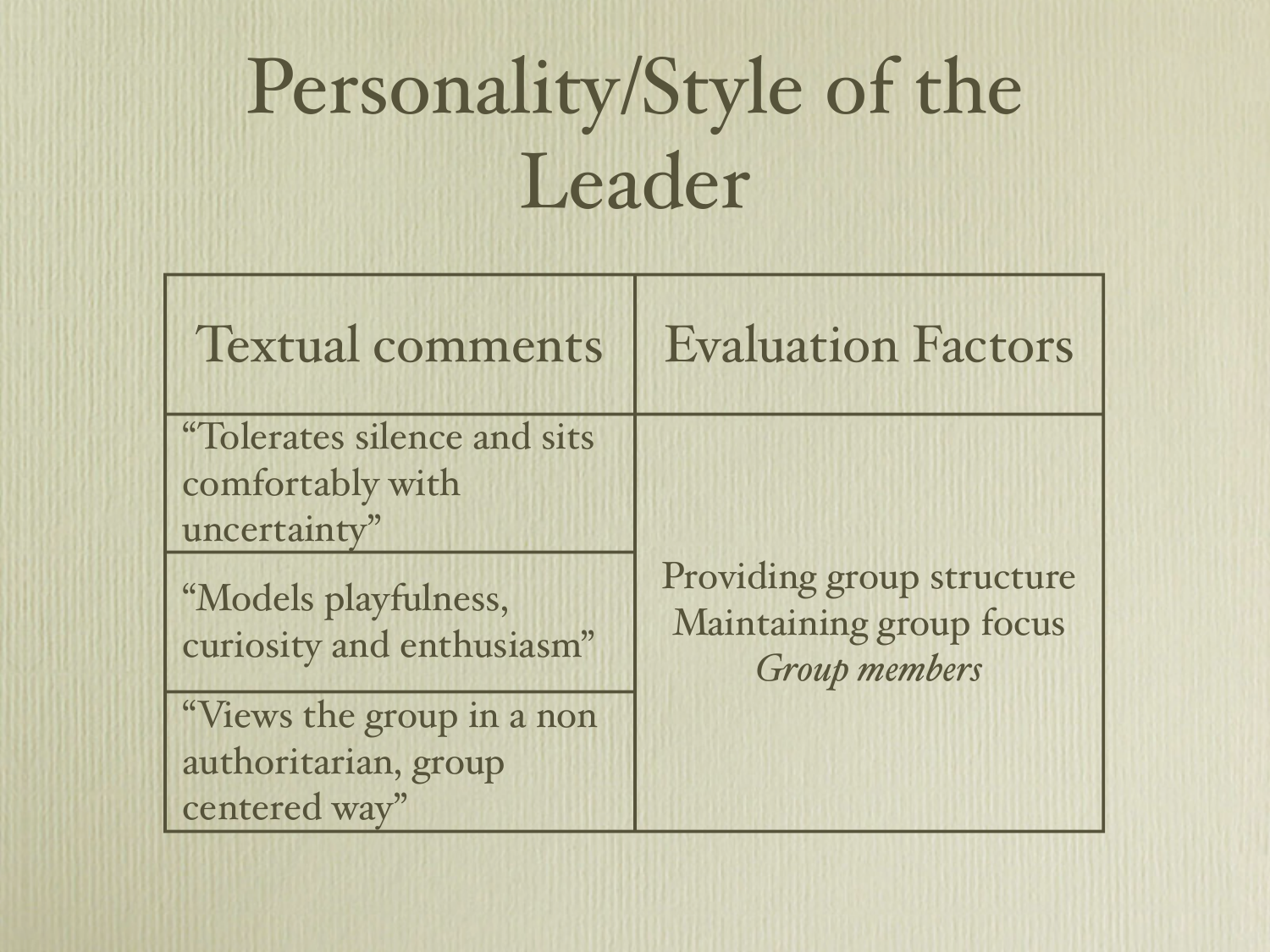# Personality/Style of the Leader

| Textual comments | Evaluation Factors |
|---|---|
| "Tolerates silence and sits comfortably with uncertainty" | Providing group structure<br>Maintaining group focus<br>*Group members* |
| "Models playfulness, curiosity and enthusiasm" | |
| "Views the group in a non authoritarian, group centered way" | |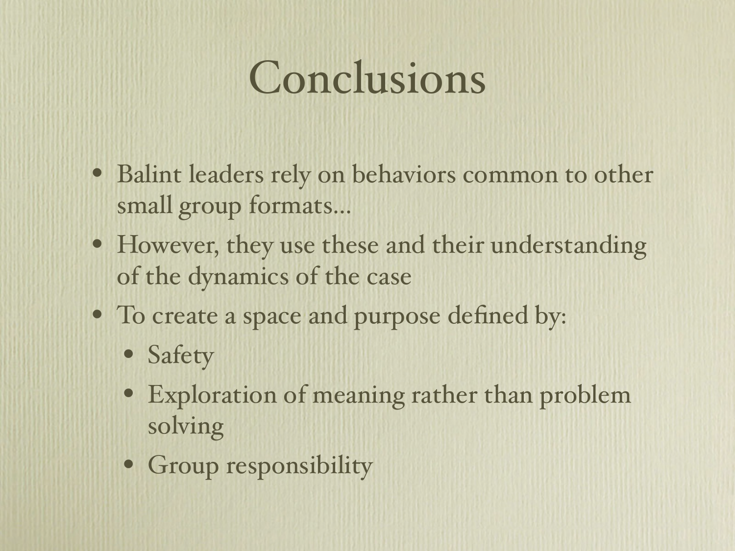# Conclusions

- Balint leaders rely on behaviors common to other small group formats...
- However, they use these and their understanding of the dynamics of the case
- To create a space and purpose defined by:
  - Safety
  - Exploration of meaning rather than problem solving
  - Group responsibility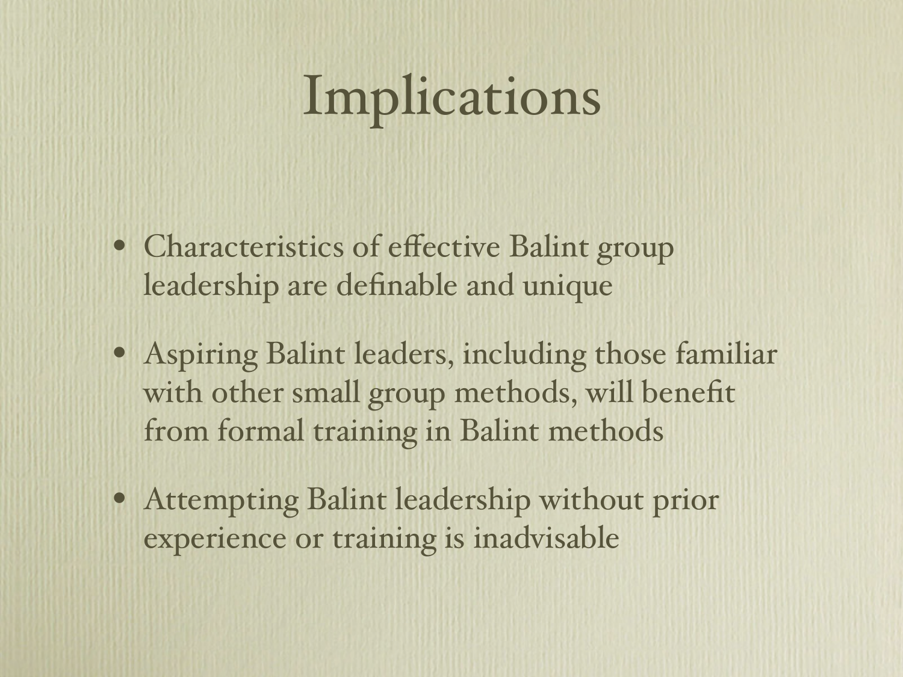# Implications

- Characteristics of effective Balint group leadership are definable and unique
- Aspiring Balint leaders, including those familiar with other small group methods, will benefit from formal training in Balint methods
- Attempting Balint leadership without prior experience or training is inadvisable